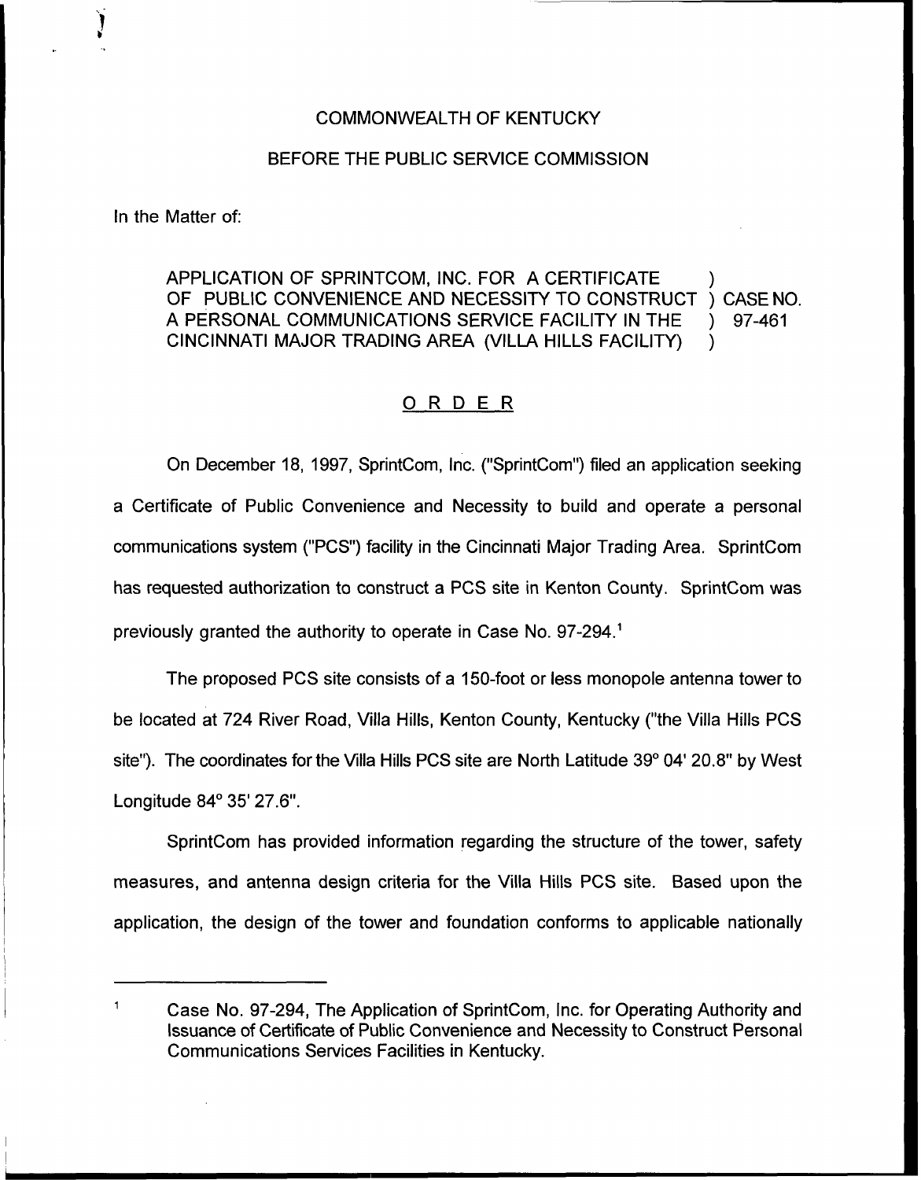COMMONWEALTH OF KENTUCKY

BEFORE THE PUBLIC SERVICE COMMISSION

In the Matter of:

APPLICATION OF SPRINTCOM, INC. FOR A CERTIFICATE OF PUBLIC CONVENIENCE AND NECESSITY TO CONSTRUCT A PERSONAL COMMUNICATIONS SERVICE FACILITY IN THE CINCINNATI MAJOR TRADING AREA (VILLA HILLS FACILITY) ) CASE NO. 97-461

## ORDER

On December 18, 1997, SprintCom, Inc. ("SprintCom") filed an application seeking a Certificate of Public Convenience and Necessity to build and operate a personal communications system ("PCS") facility in the Cincinnati Major Trading Area. SprintCom has requested authorization to construct a PCS site in Kenton County. SprintCom was previously granted the authority to operate in Case No. 97-294.[1]

The proposed PCS site consists of a 150-foot or less monopole antenna tower to be located at 724 River Road, Villa Hills, Kenton County, Kentucky ("the Villa Hills PCS site"). The coordinates for the Villa Hills PCS site are North Latitude 39° 04' 20.8" by West Longitude 84° 35' 27.6".

SprintCom has provided information regarding the structure of the tower, safety measures, and antenna design criteria for the Villa Hills PCS site. Based upon the application, the design of the tower and foundation conforms to applicable nationally

---

[1] Case No. 97-294, The Application of SprintCom, Inc. for Operating Authority and Issuance of Certificate of Public Convenience and Necessity to Construct Personal Communications Services Facilities in Kentucky.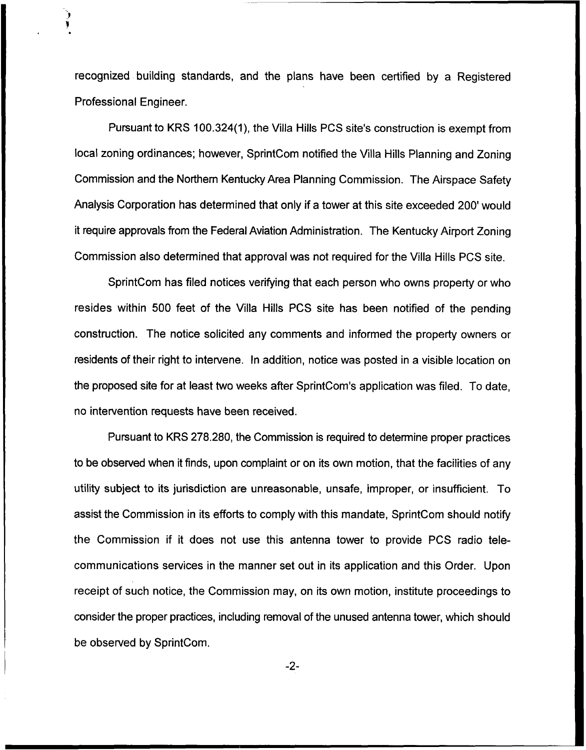recognized building standards, and the plans have been certified by a Registered Professional Engineer.

Pursuant to KRS 100.324(1), the Villa Hills PCS site's construction is exempt from local zoning ordinances; however, SprintCom notified the Villa Hills Planning and Zoning Commission and the Northern Kentucky Area Planning Commission. The Airspace Safety Analysis Corporation has determined that only if a tower at this site exceeded 200' would it require approvals from the Federal Aviation Administration. The Kentucky Airport Zoning Commission also determined that approval was not required for the Villa Hills PCS site.

SprintCom has filed notices verifying that each person who owns property or who resides within 500 feet of the Villa Hills PCS site has been notified of the pending construction. The notice solicited any comments and informed the property owners or residents of their right to intervene. In addition, notice was posted in a visible location on the proposed site for at least two weeks after SprintCom's application was filed. To date, no intervention requests have been received.

Pursuant to KRS 278.280, the Commission is required to determine proper practices to be observed when it finds, upon complaint or on its own motion, that the facilities of any utility subject to its jurisdiction are unreasonable, unsafe, improper, or insufficient. To assist the Commission in its efforts to comply with this mandate, SprintCom should notify the Commission if it does not use this antenna tower to provide PCS radio telecommunications services in the manner set out in its application and this Order. Upon receipt of such notice, the Commission may, on its own motion, institute proceedings to consider the proper practices, including removal of the unused antenna tower, which should be observed by SprintCom.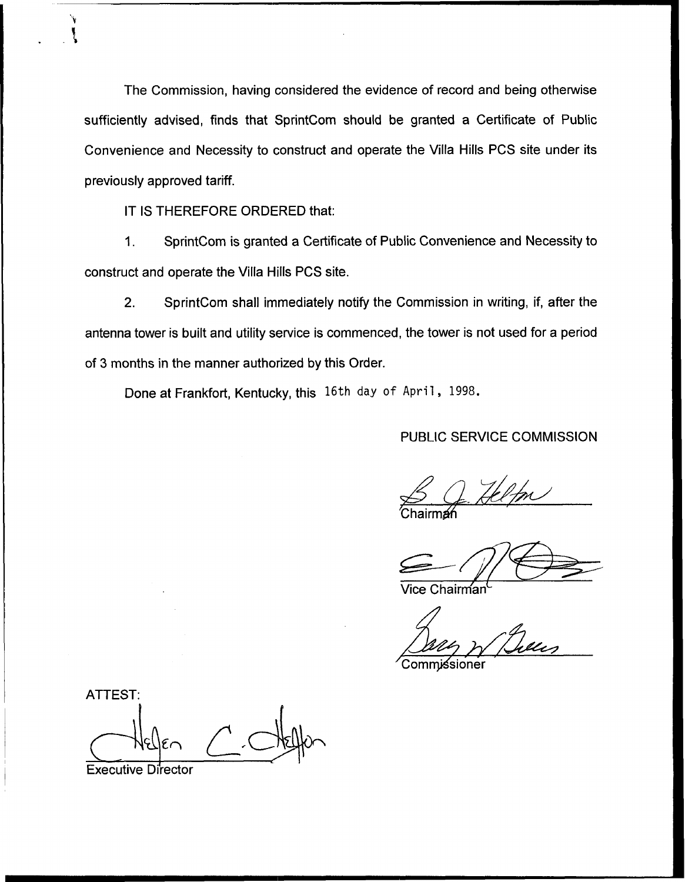The Commission, having considered the evidence of record and being otherwise sufficiently advised, finds that SprintCom should be granted a Certificate of Public Convenience and Necessity to construct and operate the Villa Hills PCS site under its previously approved tariff.

IT IS THEREFORE ORDERED that:

1. SprintCom is granted a Certificate of Public Convenience and Necessity to construct and operate the Villa Hills PCS site.

2. SprintCom shall immediately notify the Commission in writing, if, after the antenna tower is built and utility service is commenced, the tower is not used for a period of 3 months in the manner authorized by this Order.

Done at Frankfort, Kentucky, this 16th day of April, 1998.

PUBLIC SERVICE COMMISSION

Chairman

Vice Chairman

Commissioner

ATTEST:

Executive Director